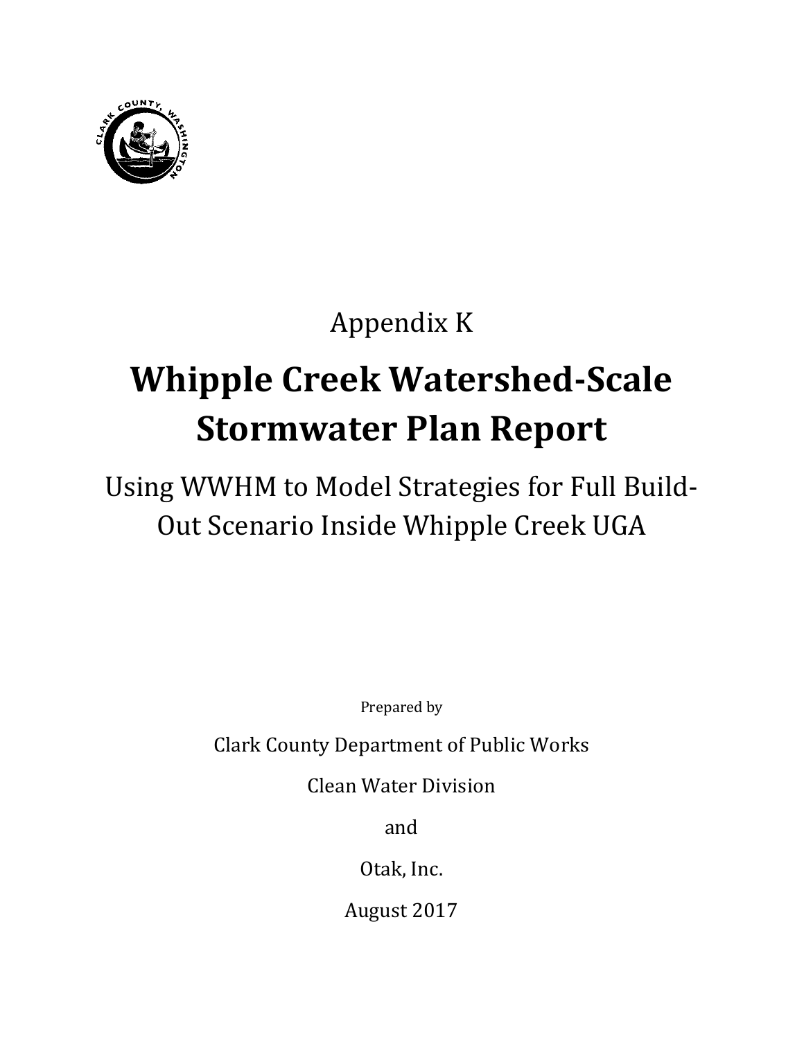Appendix K

# Whipple Creek Watershed-Scale Stormwater Plan Report

Using WWHM to Model Strategies for Full Build-Out Scenario Inside Whipple Creek UGA

Prepared by

Clark County Department of Public Works

Clean Water Division

and

Otak, Inc.

August 2017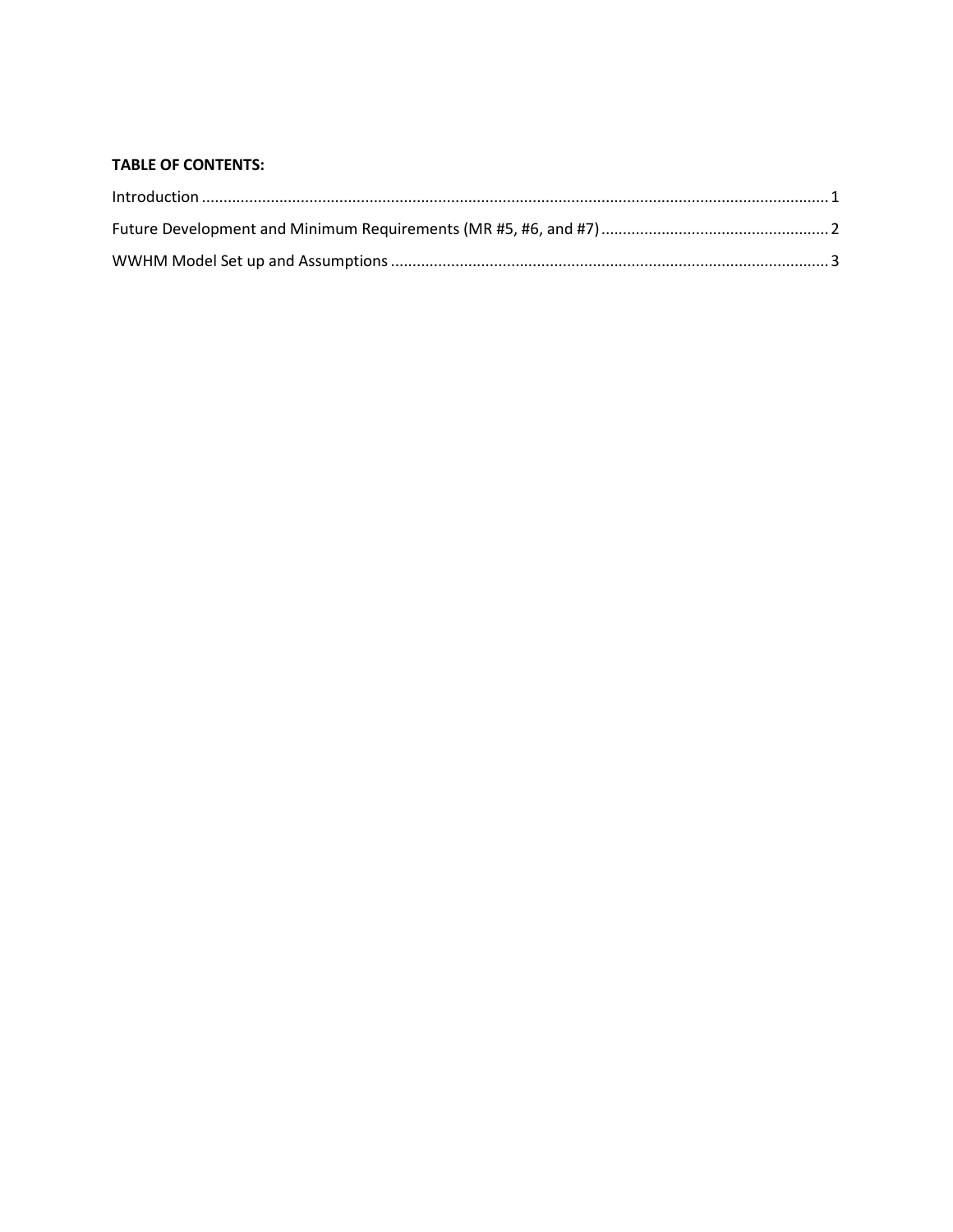**TABLE OF CONTENTS:**

Introduction ................................................................................................................................................ 1

Future Development and Minimum Requirements (MR #5, #6, and #7) ..................................................... 2

WWHM Model Set up and Assumptions ...................................................................................................... 3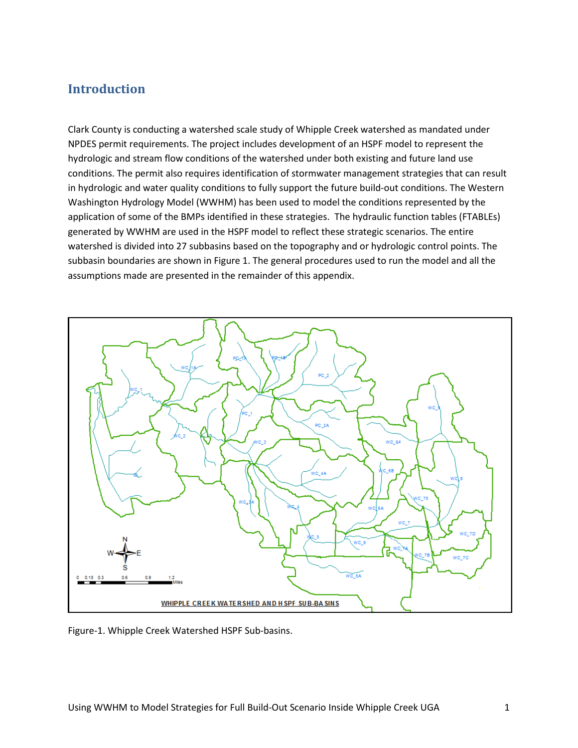## Introduction

Clark County is conducting a watershed scale study of Whipple Creek watershed as mandated under NPDES permit requirements. The project includes development of an HSPF model to represent the hydrologic and stream flow conditions of the watershed under both existing and future land use conditions. The permit also requires identification of stormwater management strategies that can result in hydrologic and water quality conditions to fully support the future build-out conditions. The Western Washington Hydrology Model (WWHM) has been used to model the conditions represented by the application of some of the BMPs identified in these strategies. The hydraulic function tables (FTABLEs) generated by WWHM are used in the HSPF model to reflect these strategic scenarios. The entire watershed is divided into 27 subbasins based on the topography and or hydrologic control points. The subbasin boundaries are shown in Figure 1. The general procedures used to run the model and all the assumptions made are presented in the remainder of this appendix.

Figure-1. Whipple Creek Watershed HSPF Sub-basins.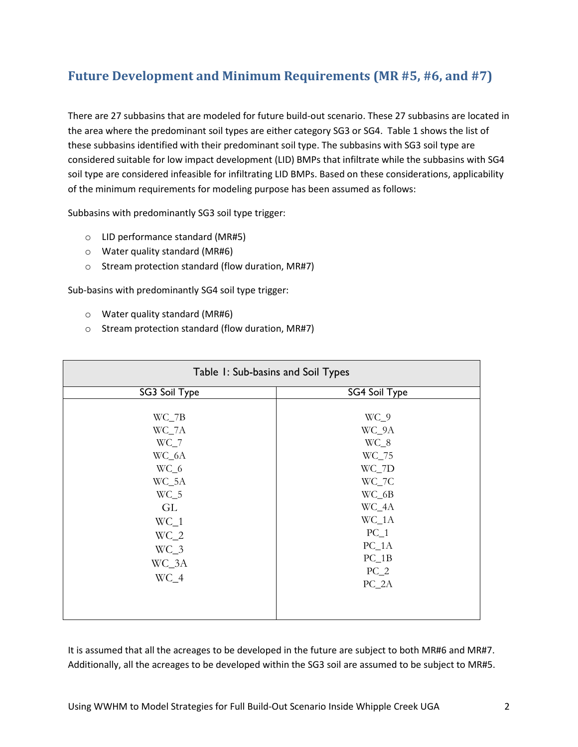## Future Development and Minimum Requirements (MR #5, #6, and #7)

There are 27 subbasins that are modeled for future build-out scenario. These 27 subbasins are located in the area where the predominant soil types are either category SG3 or SG4. Table 1 shows the list of these subbasins identified with their predominant soil type. The subbasins with SG3 soil type are considered suitable for low impact development (LID) BMPs that infiltrate while the subbasins with SG4 soil type are considered infeasible for infiltrating LID BMPs. Based on these considerations, applicability of the minimum requirements for modeling purpose has been assumed as follows:

Subbasins with predominantly SG3 soil type trigger:

- LID performance standard (MR#5)
- Water quality standard (MR#6)
- Stream protection standard (flow duration, MR#7)

Sub-basins with predominantly SG4 soil type trigger:

- Water quality standard (MR#6)
- Stream protection standard (flow duration, MR#7)

Table 1: Sub-basins and Soil Types

| SG3 Soil Type | SG4 Soil Type |
|---|---|
| WC_7B | WC_9 |
| WC_7A | WC_9A |
| WC_7 | WC_8 |
| WC_6A | WC_75 |
| WC_6 | WC_7D |
| WC_5A | WC_7C |
| WC_5 | WC_6B |
| GL | WC_4A |
| WC_1 | WC_1A |
| WC_2 | PC_1 |
| WC_3 | PC_1A |
| WC_3A | PC_1B |
| WC_4 | PC_2 |
| | PC_2A |

It is assumed that all the acreages to be developed in the future are subject to both MR#6 and MR#7. Additionally, all the acreages to be developed within the SG3 soil are assumed to be subject to MR#5.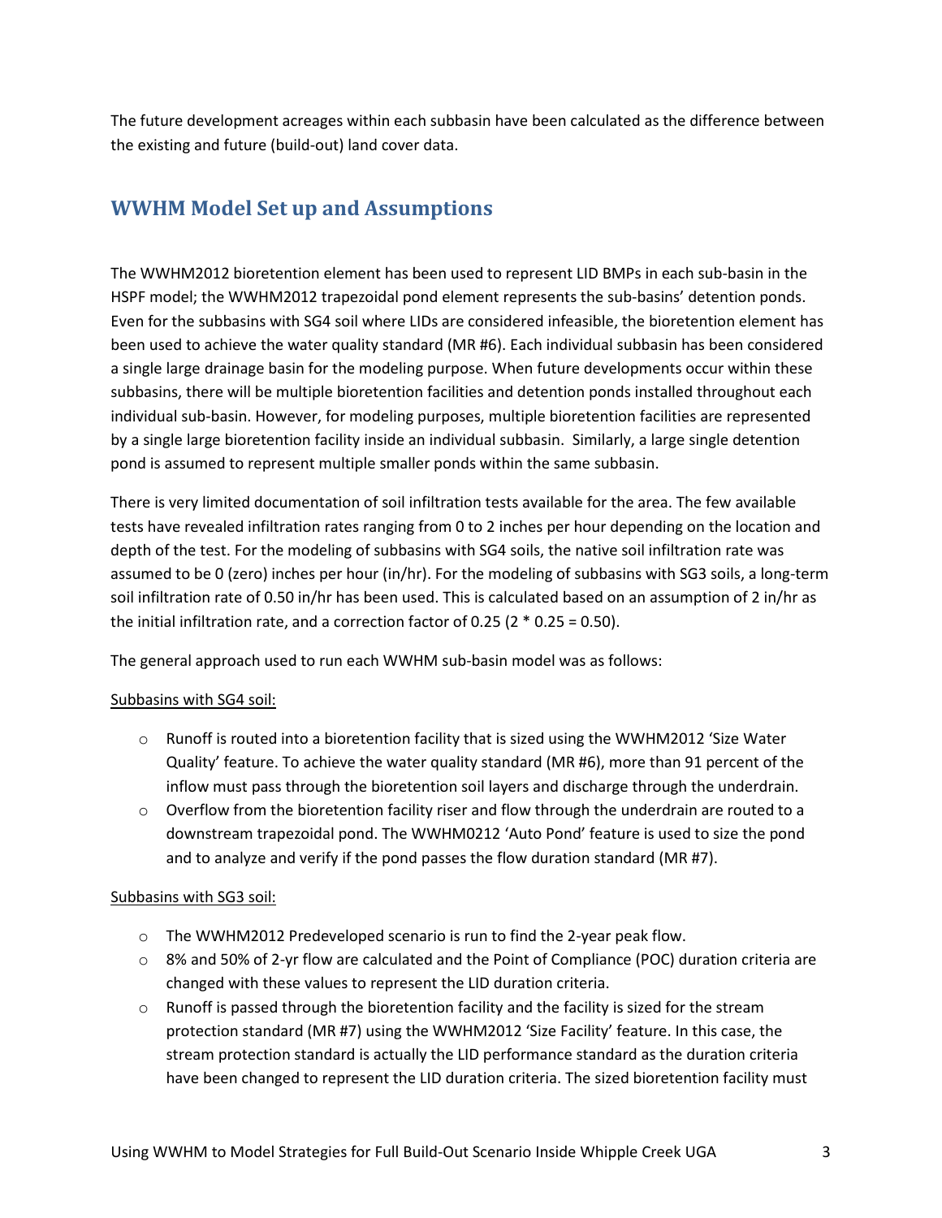The future development acreages within each subbasin have been calculated as the difference between the existing and future (build-out) land cover data.

## WWHM Model Set up and Assumptions

The WWHM2012 bioretention element has been used to represent LID BMPs in each sub-basin in the HSPF model; the WWHM2012 trapezoidal pond element represents the sub-basins' detention ponds. Even for the subbasins with SG4 soil where LIDs are considered infeasible, the bioretention element has been used to achieve the water quality standard (MR #6). Each individual subbasin has been considered a single large drainage basin for the modeling purpose. When future developments occur within these subbasins, there will be multiple bioretention facilities and detention ponds installed throughout each individual sub-basin. However, for modeling purposes, multiple bioretention facilities are represented by a single large bioretention facility inside an individual subbasin. Similarly, a large single detention pond is assumed to represent multiple smaller ponds within the same subbasin.

There is very limited documentation of soil infiltration tests available for the area. The few available tests have revealed infiltration rates ranging from 0 to 2 inches per hour depending on the location and depth of the test. For the modeling of subbasins with SG4 soils, the native soil infiltration rate was assumed to be 0 (zero) inches per hour (in/hr). For the modeling of subbasins with SG3 soils, a long-term soil infiltration rate of 0.50 in/hr has been used. This is calculated based on an assumption of 2 in/hr as the initial infiltration rate, and a correction factor of 0.25 ($2 * 0.25 = 0.50$).

The general approach used to run each WWHM sub-basin model was as follows:

Subbasins with SG4 soil:

- Runoff is routed into a bioretention facility that is sized using the WWHM2012 'Size Water Quality' feature. To achieve the water quality standard (MR #6), more than 91 percent of the inflow must pass through the bioretention soil layers and discharge through the underdrain.
- Overflow from the bioretention facility riser and flow through the underdrain are routed to a downstream trapezoidal pond. The WWHM0212 'Auto Pond' feature is used to size the pond and to analyze and verify if the pond passes the flow duration standard (MR #7).

Subbasins with SG3 soil:

- The WWHM2012 Predeveloped scenario is run to find the 2-year peak flow.
- 8% and 50% of 2-yr flow are calculated and the Point of Compliance (POC) duration criteria are changed with these values to represent the LID duration criteria.
- Runoff is passed through the bioretention facility and the facility is sized for the stream protection standard (MR #7) using the WWHM2012 'Size Facility' feature. In this case, the stream protection standard is actually the LID performance standard as the duration criteria have been changed to represent the LID duration criteria. The sized bioretention facility must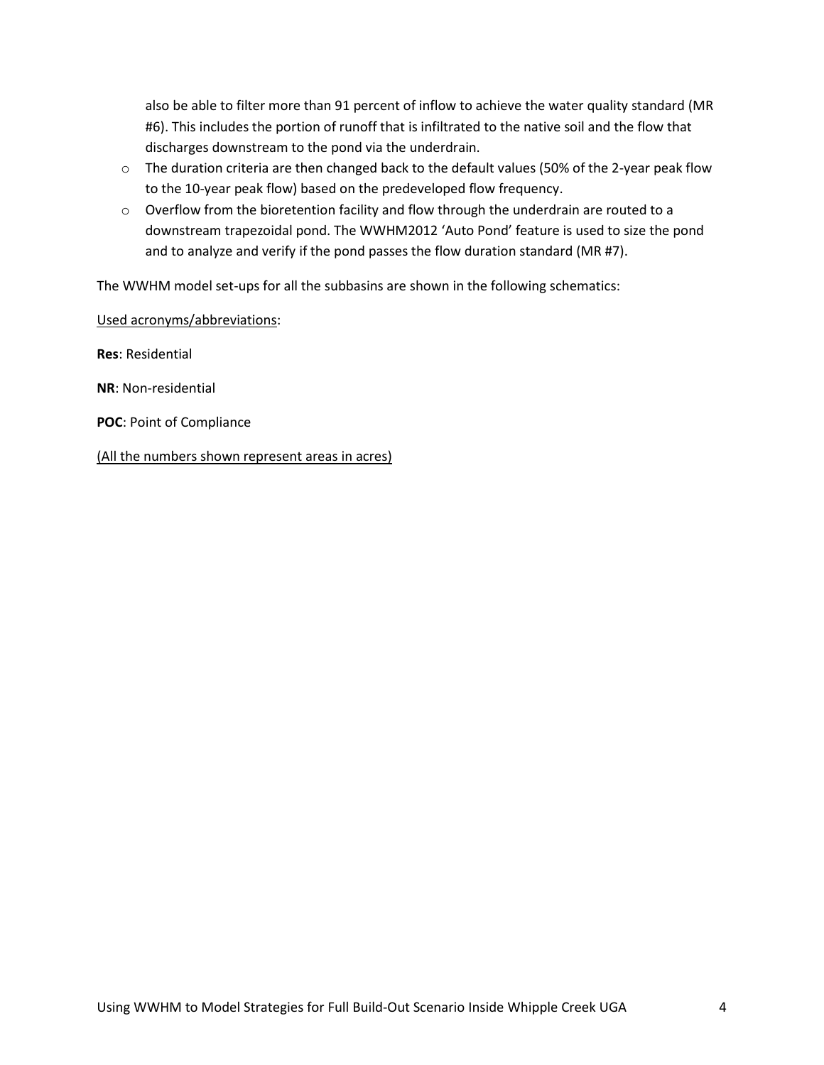also be able to filter more than 91 percent of inflow to achieve the water quality standard (MR #6). This includes the portion of runoff that is infiltrated to the native soil and the flow that discharges downstream to the pond via the underdrain.

- The duration criteria are then changed back to the default values (50% of the 2-year peak flow to the 10-year peak flow) based on the predeveloped flow frequency.
- Overflow from the bioretention facility and flow through the underdrain are routed to a downstream trapezoidal pond. The WWHM2012 'Auto Pond' feature is used to size the pond and to analyze and verify if the pond passes the flow duration standard (MR #7).

The WWHM model set-ups for all the subbasins are shown in the following schematics:

<u>Used acronyms/abbreviations</u>:

**Res**: Residential

**NR**: Non-residential

**POC**: Point of Compliance

<u>(All the numbers shown represent areas in acres)</u>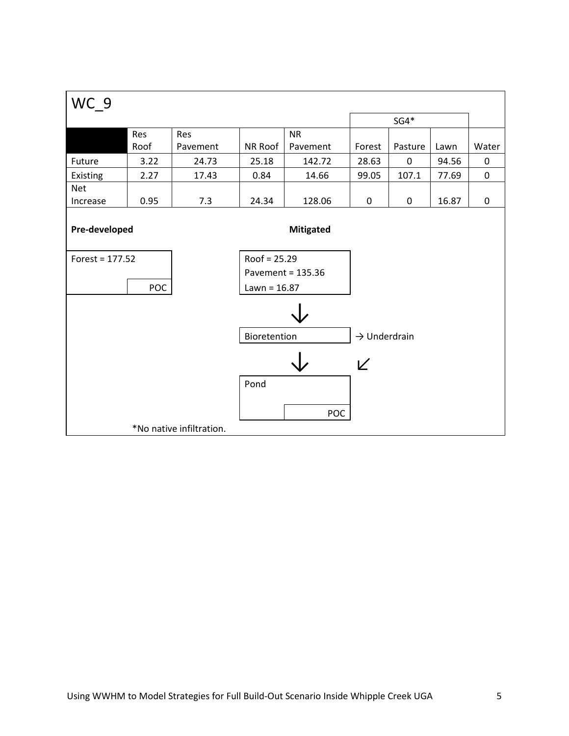## WC_9

| | Res Roof | Res Pavement | NR Roof | NR Pavement | SG4* Forest | SG4* Pasture | SG4* Lawn | Water |
|---|---|---|---|---|---|---|---|---|
| Future | 3.22 | 24.73 | 25.18 | 142.72 | 28.63 | 0 | 94.56 | 0 |
| Existing | 2.27 | 17.43 | 0.84 | 14.66 | 99.05 | 107.1 | 77.69 | 0 |
| Net Increase | 0.95 | 7.3 | 24.34 | 128.06 | 0 | 0 | 16.87 | 0 |

**Pre-developed**

Forest = 177.52

POC

**Mitigated**

Roof = 25.29
Pavement = 135.36
Lawn = 16.87

↓

Bioretention → Underdrain

↓ ↙

Pond

POC

*No native infiltration.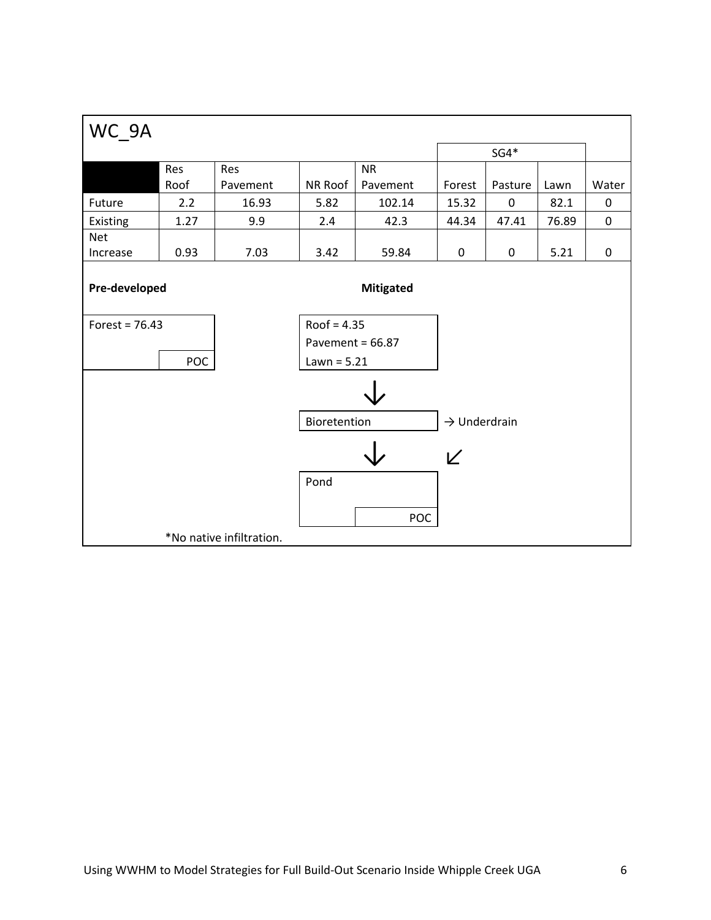## WC_9A

|  | Res Roof | Res Pavement | NR Roof | NR Pavement | SG4* Forest | SG4* Pasture | SG4* Lawn | Water |
|---|---|---|---|---|---|---|---|---|
| Future | 2.2 | 16.93 | 5.82 | 102.14 | 15.32 | 0 | 82.1 | 0 |
| Existing | 1.27 | 9.9 | 2.4 | 42.3 | 44.34 | 47.41 | 76.89 | 0 |
| Net Increase | 0.93 | 7.03 | 3.42 | 59.84 | 0 | 0 | 5.21 | 0 |

**Pre-developed**

Forest = 76.43

POC

**Mitigated**

Roof = 4.35
Pavement = 66.87
Lawn = 5.21

↓

Bioretention → Underdrain

↓ ↙

Pond

POC

*No native infiltration.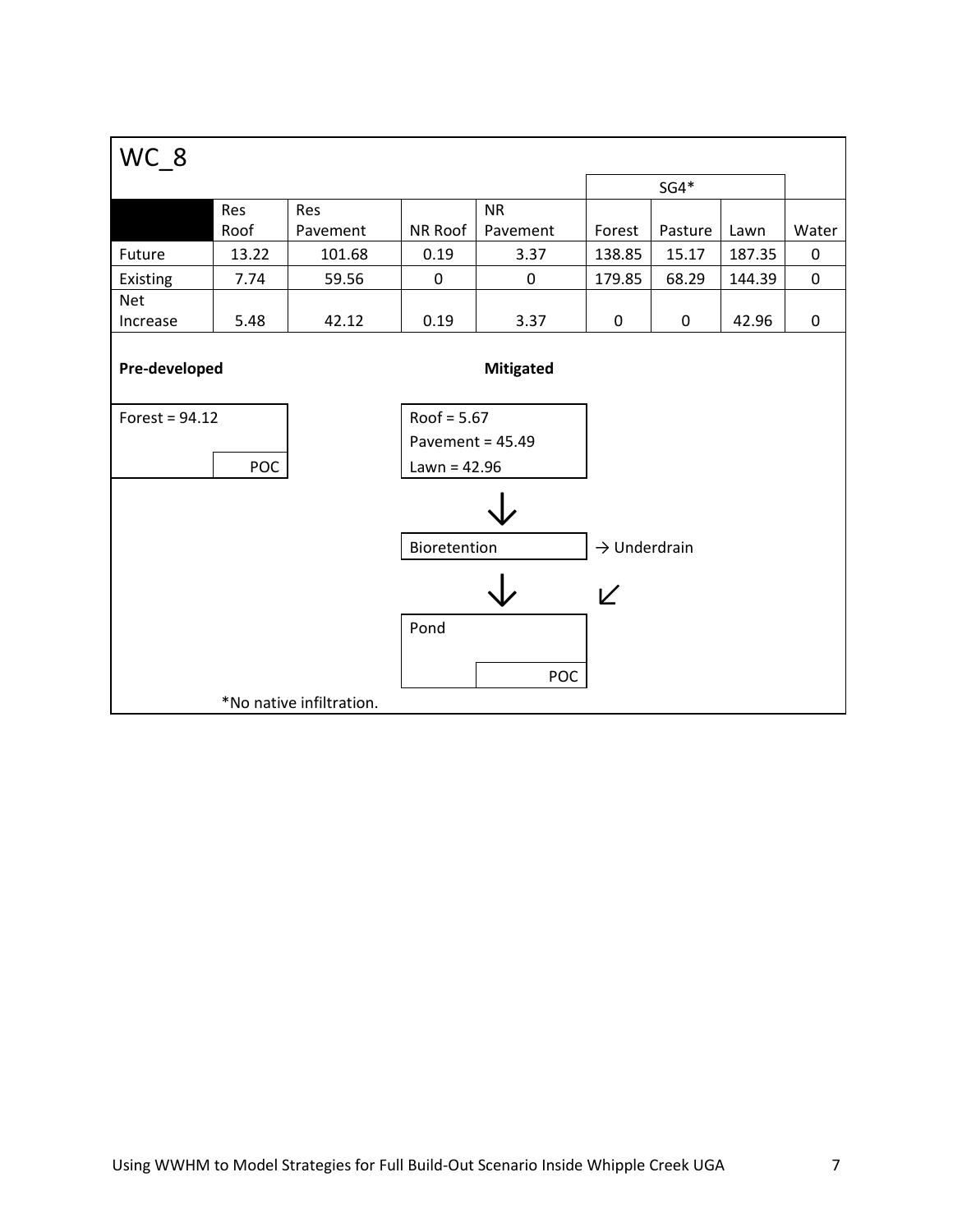## WC_8

| | Res Roof | Res Pavement | NR Roof | NR Pavement | SG4* Forest | SG4* Pasture | SG4* Lawn | Water |
|---|---|---|---|---|---|---|---|---|
| Future | 13.22 | 101.68 | 0.19 | 3.37 | 138.85 | 15.17 | 187.35 | 0 |
| Existing | 7.74 | 59.56 | 0 | 0 | 179.85 | 68.29 | 144.39 | 0 |
| Net Increase | 5.48 | 42.12 | 0.19 | 3.37 | 0 | 0 | 42.96 | 0 |

**Pre-developed**

Forest = 94.12

POC

**Mitigated**

Roof = 5.67
Pavement = 45.49
Lawn = 42.96

↓

Bioretention → Underdrain

↓ ↙

Pond

POC

*No native infiltration.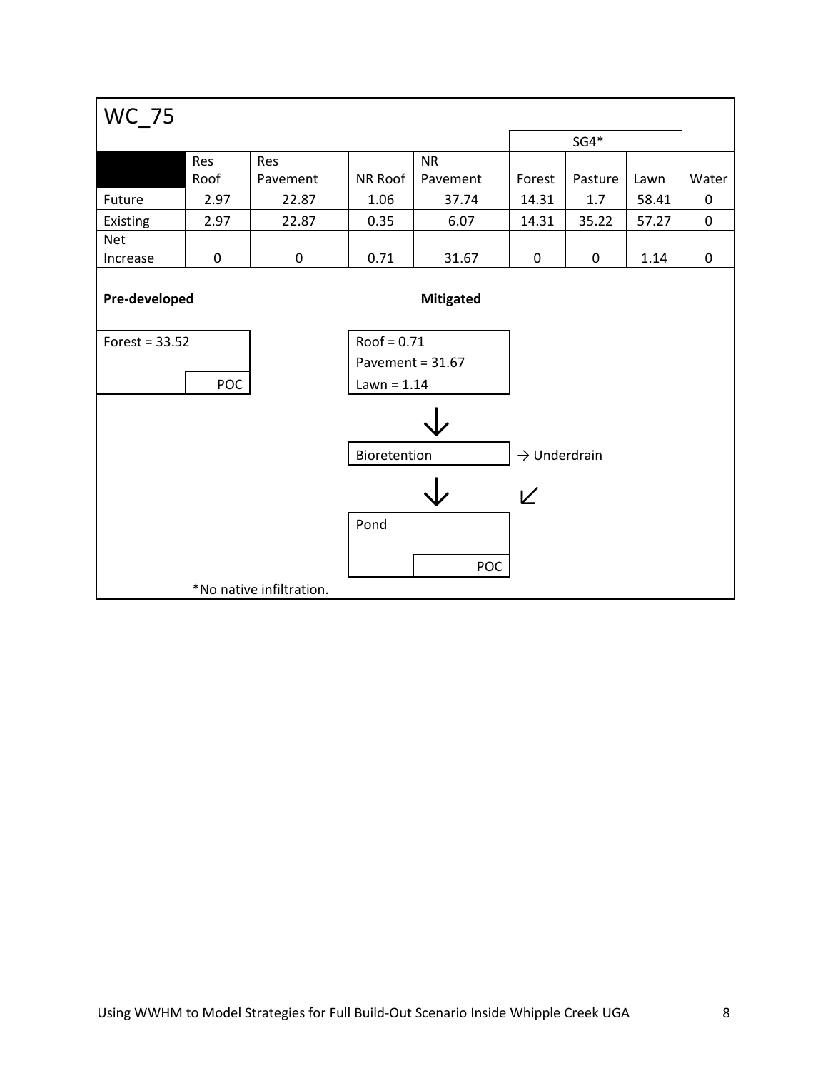# WC_75

| | Res Roof | Res Pavement | NR Roof | NR Pavement | SG4* Forest | SG4* Pasture | SG4* Lawn | Water |
|---|---|---|---|---|---|---|---|---|
| Future | 2.97 | 22.87 | 1.06 | 37.74 | 14.31 | 1.7 | 58.41 | 0 |
| Existing | 2.97 | 22.87 | 0.35 | 6.07 | 14.31 | 35.22 | 57.27 | 0 |
| Net Increase | 0 | 0 | 0.71 | 31.67 | 0 | 0 | 1.14 | 0 |

**Pre-developed**

Forest = 33.52

POC

**Mitigated**

Roof = 0.71
Pavement = 31.67
Lawn = 1.14

↓

Bioretention → Underdrain

↓ ↙

Pond

POC

*No native infiltration.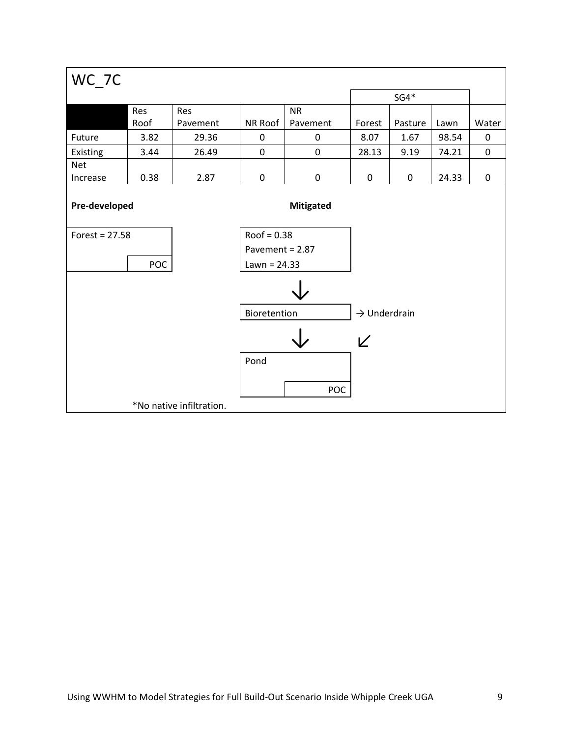## WC_7C

| | Res Roof | Res Pavement | NR Roof | NR Pavement | SG4* Forest | SG4* Pasture | SG4* Lawn | Water |
|---|---|---|---|---|---|---|---|---|
| Future | 3.82 | 29.36 | 0 | 0 | 8.07 | 1.67 | 98.54 | 0 |
| Existing | 3.44 | 26.49 | 0 | 0 | 28.13 | 9.19 | 74.21 | 0 |
| Net Increase | 0.38 | 2.87 | 0 | 0 | 0 | 0 | 24.33 | 0 |

**Pre-developed**

Forest = 27.58

POC

**Mitigated**

Roof = 0.38
Pavement = 2.87
Lawn = 24.33

↓

Bioretention → Underdrain

↓ ↙

Pond

POC

*No native infiltration.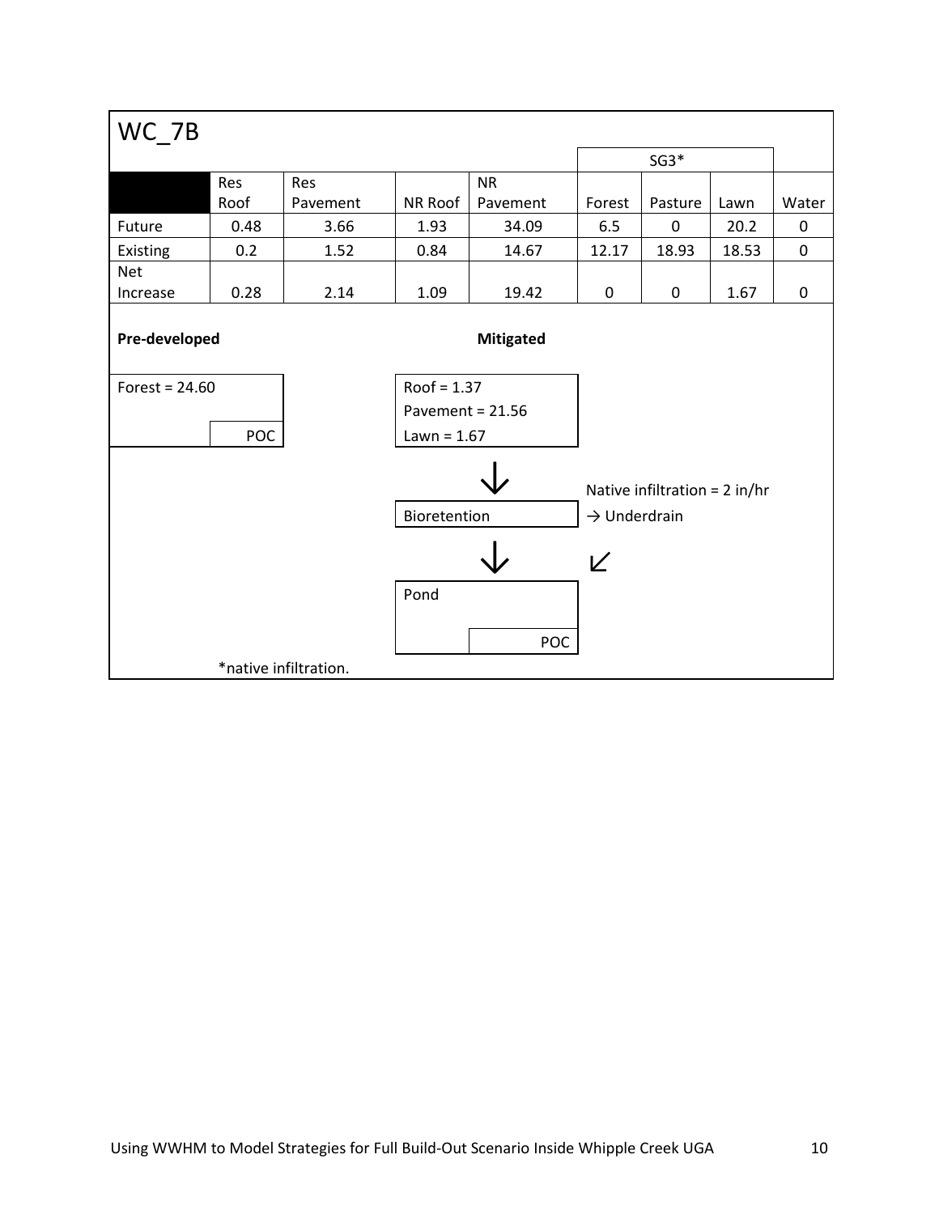## WC_7B

| | Res Roof | Res Pavement | NR Roof | NR Pavement | SG3* Forest | SG3* Pasture | SG3* Lawn | Water |
|---|---|---|---|---|---|---|---|---|
| Future | 0.48 | 3.66 | 1.93 | 34.09 | 6.5 | 0 | 20.2 | 0 |
| Existing | 0.2 | 1.52 | 0.84 | 14.67 | 12.17 | 18.93 | 18.53 | 0 |
| Net Increase | 0.28 | 2.14 | 1.09 | 19.42 | 0 | 0 | 1.67 | 0 |

**Pre-developed**

Forest = 24.60

POC

**Mitigated**

Roof = 1.37
Pavement = 21.56
Lawn = 1.67

↓

Bioretention

Native infiltration = 2 in/hr
→ Underdrain

↓ ↙

Pond

POC

*native infiltration.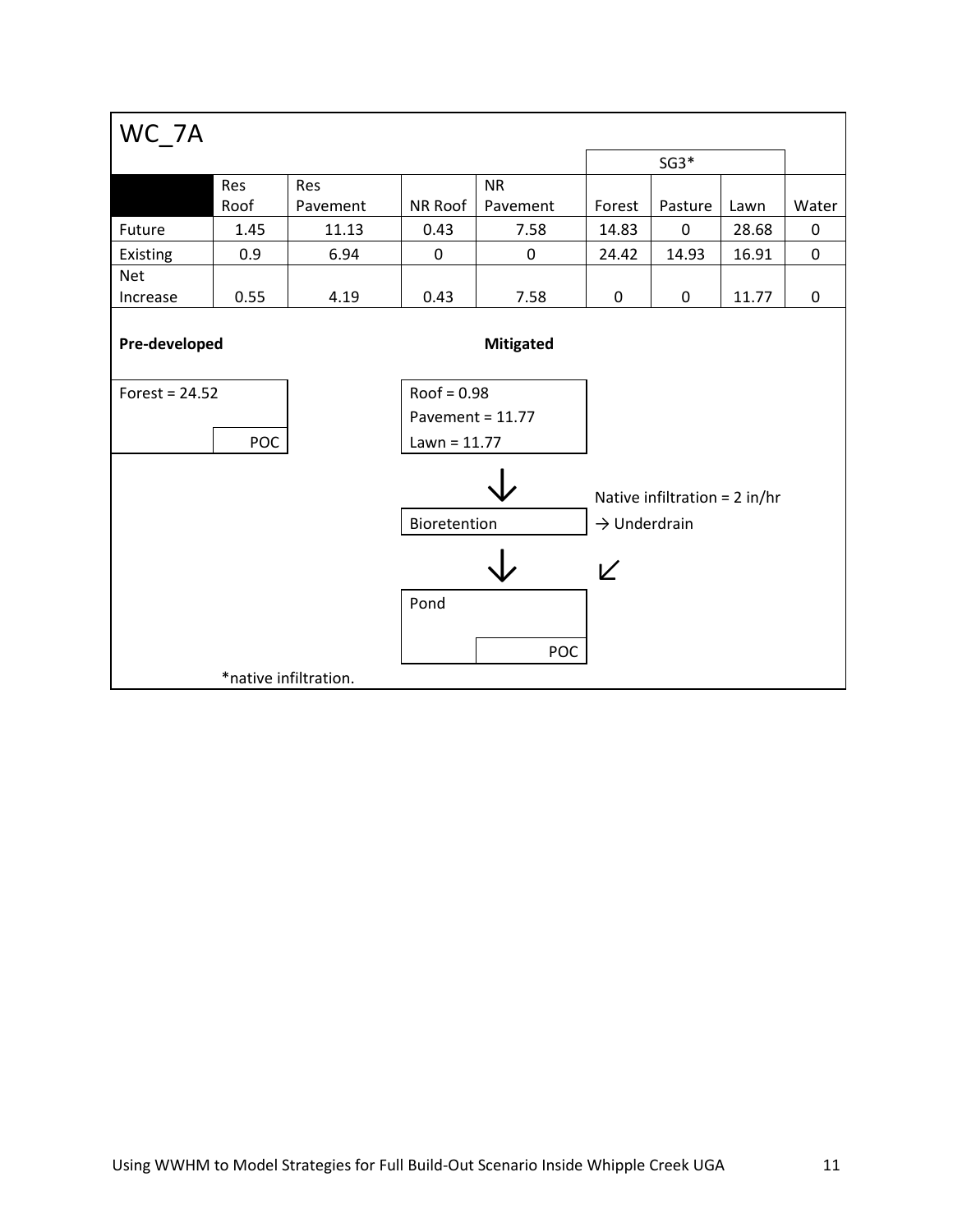## WC_7A

| | Res Roof | Res Pavement | NR Roof | NR Pavement | SG3* Forest | SG3* Pasture | SG3* Lawn | Water |
|---|---|---|---|---|---|---|---|---|
| Future | 1.45 | 11.13 | 0.43 | 7.58 | 14.83 | 0 | 28.68 | 0 |
| Existing | 0.9 | 6.94 | 0 | 0 | 24.42 | 14.93 | 16.91 | 0 |
| Net Increase | 0.55 | 4.19 | 0.43 | 7.58 | 0 | 0 | 11.77 | 0 |

**Pre-developed**

Forest = 24.52

POC

**Mitigated**

Roof = 0.98
Pavement = 11.77
Lawn = 11.77

↓

Bioretention — Native infiltration = 2 in/hr → Underdrain

↓ ↙

Pond

POC

*native infiltration.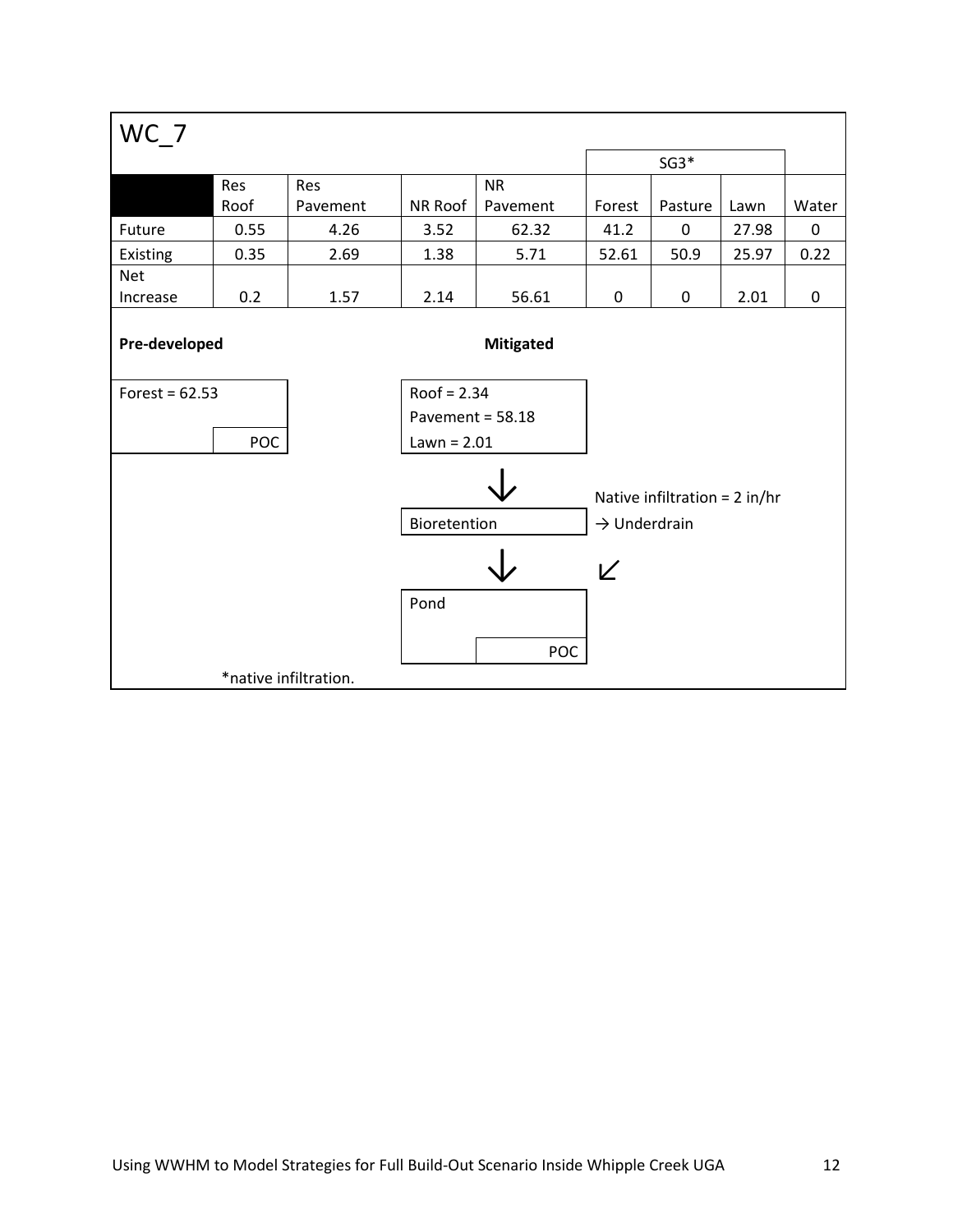# WC_7

| | Res Roof | Res Pavement | NR Roof | NR Pavement | SG3* Forest | SG3* Pasture | SG3* Lawn | Water |
|---|---|---|---|---|---|---|---|---|
| Future | 0.55 | 4.26 | 3.52 | 62.32 | 41.2 | 0 | 27.98 | 0 |
| Existing | 0.35 | 2.69 | 1.38 | 5.71 | 52.61 | 50.9 | 25.97 | 0.22 |
| Net Increase | 0.2 | 1.57 | 2.14 | 56.61 | 0 | 0 | 2.01 | 0 |

**Pre-developed**

Forest = 62.53

POC

**Mitigated**

Roof = 2.34
Pavement = 58.18
Lawn = 2.01

↓

Bioretention — Native infiltration = 2 in/hr → Underdrain

↓ ↙

Pond

POC

*native infiltration.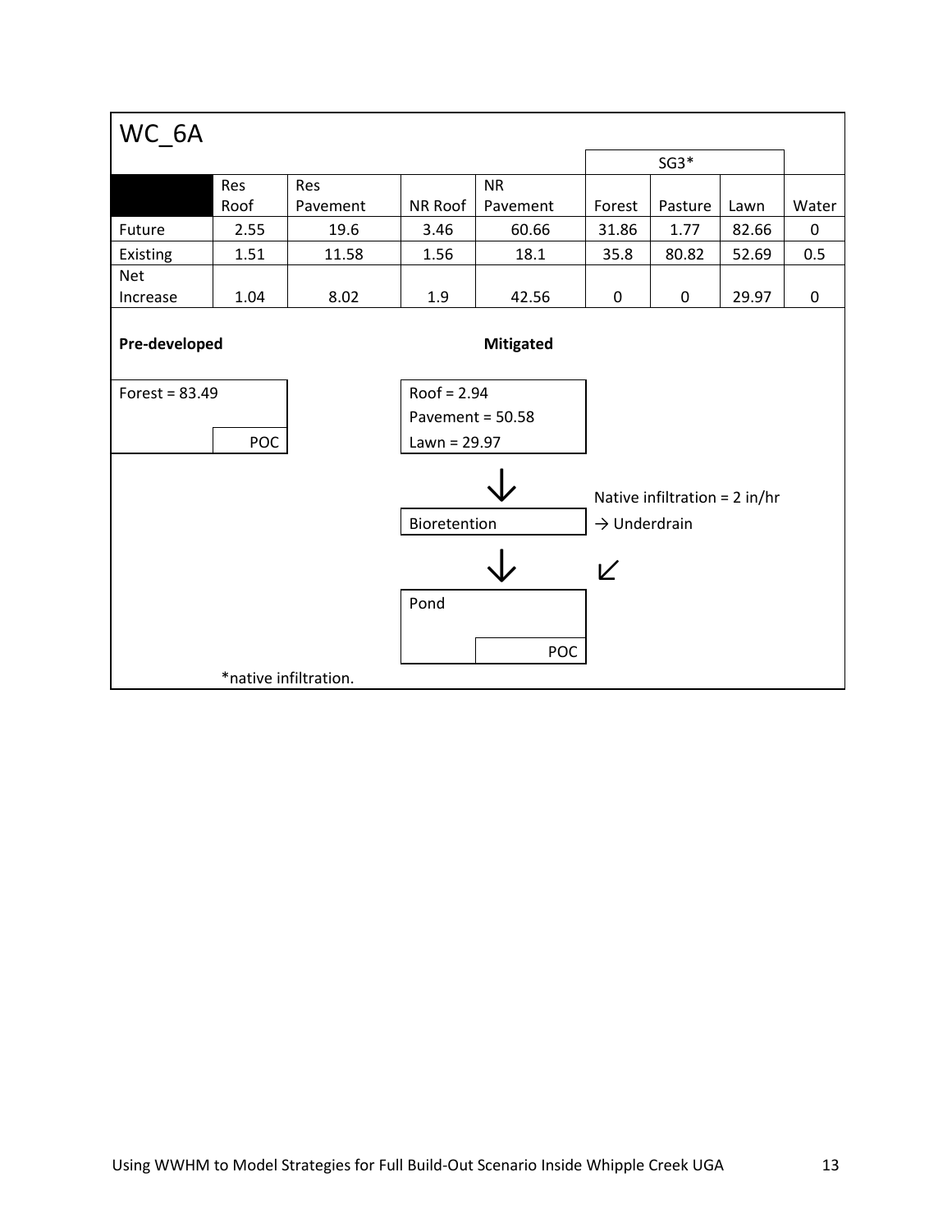## WC_6A

| | Res Roof | Res Pavement | NR Roof | NR Pavement | SG3* Forest | SG3* Pasture | SG3* Lawn | Water |
|---|---|---|---|---|---|---|---|---|
| Future | 2.55 | 19.6 | 3.46 | 60.66 | 31.86 | 1.77 | 82.66 | 0 |
| Existing | 1.51 | 11.58 | 1.56 | 18.1 | 35.8 | 80.82 | 52.69 | 0.5 |
| Net Increase | 1.04 | 8.02 | 1.9 | 42.56 | 0 | 0 | 29.97 | 0 |

**Pre-developed**

Forest = 83.49

POC

**Mitigated**

Roof = 2.94
Pavement = 50.58
Lawn = 29.97

↓

Bioretention

Native infiltration = 2 in/hr
→ Underdrain

↓ ↙

Pond

POC

*native infiltration.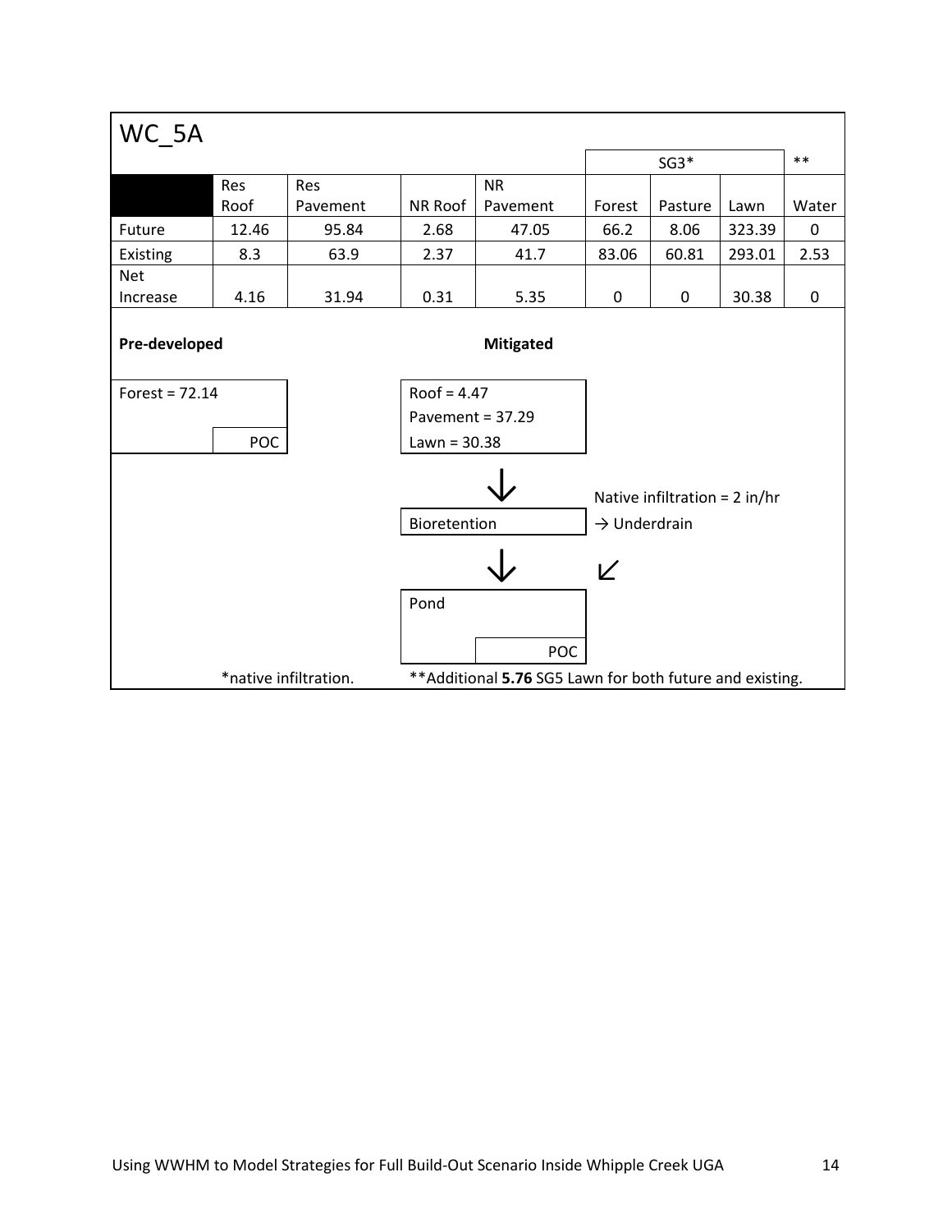## WC_5A

| | Res Roof | Res Pavement | NR Roof | NR Pavement | SG3* Forest | SG3* Pasture | SG3* Lawn | ** Water |
|---|---|---|---|---|---|---|---|---|
| Future | 12.46 | 95.84 | 2.68 | 47.05 | 66.2 | 8.06 | 323.39 | 0 |
| Existing | 8.3 | 63.9 | 2.37 | 41.7 | 83.06 | 60.81 | 293.01 | 2.53 |
| Net Increase | 4.16 | 31.94 | 0.31 | 5.35 | 0 | 0 | 30.38 | 0 |

**Pre-developed**

Forest = 72.14

POC

**Mitigated**

Roof = 4.47
Pavement = 37.29
Lawn = 30.38

↓

Bioretention

Native infiltration = 2 in/hr
→ Underdrain

↓ ↙

Pond

POC

*native infiltration.

**Additional **5.76** SG5 Lawn for both future and existing.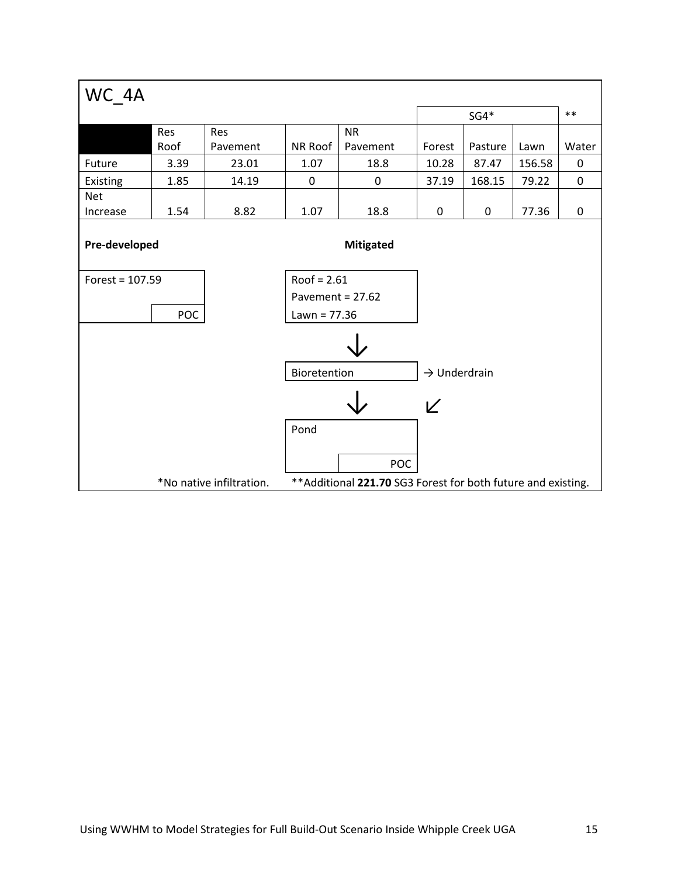# WC_4A

| | Res Roof | Res Pavement | NR Roof | NR Pavement | SG4* Forest | SG4* Pasture | SG4* Lawn | ** Water |
|---|---|---|---|---|---|---|---|---|
| Future | 3.39 | 23.01 | 1.07 | 18.8 | 10.28 | 87.47 | 156.58 | 0 |
| Existing | 1.85 | 14.19 | 0 | 0 | 37.19 | 168.15 | 79.22 | 0 |
| Net Increase | 1.54 | 8.82 | 1.07 | 18.8 | 0 | 0 | 77.36 | 0 |

**Pre-developed**

Forest = 107.59

POC

**Mitigated**

Roof = 2.61
Pavement = 27.62
Lawn = 77.36

↓

Bioretention → Underdrain

↓ ↙

Pond

POC

*No native infiltration.

**Additional **221.70** SG3 Forest for both future and existing.